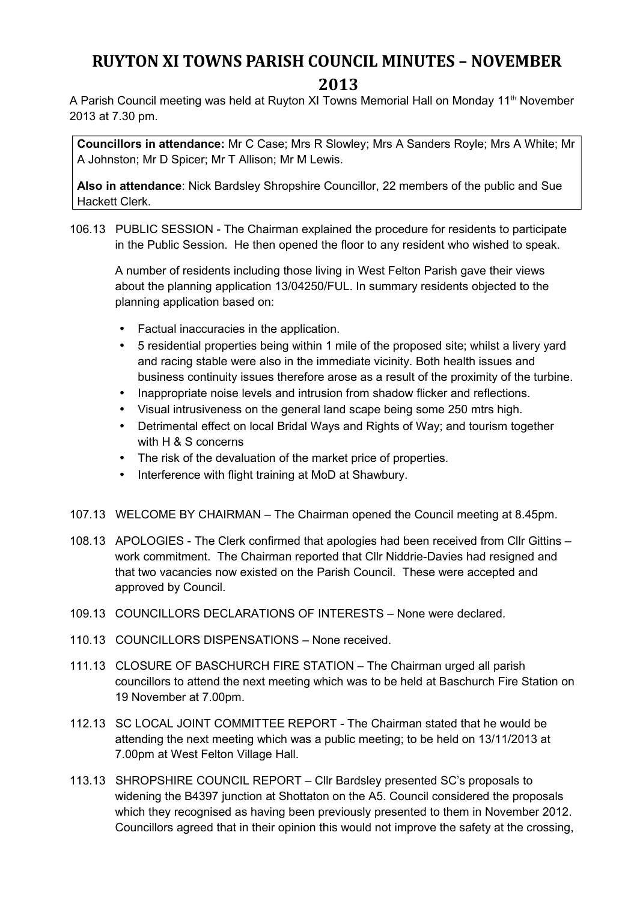# RUYTON XI TOWNS PARISH COUNCIL MINUTES – NOVEMBER 2013

A Parish Council meeting was held at Ruyton XI Towns Memorial Hall on Monday 11th November 2013 at 7.30 pm.

**Councillors in attendance:** Mr C Case; Mrs R Slowley; Mrs A Sanders Royle; Mrs A White; Mr A Johnston; Mr D Spicer; Mr T Allison; Mr M Lewis.

**Also in attendance**: Nick Bardsley Shropshire Councillor, 22 members of the public and Sue Hackett Clerk.

106.13 PUBLIC SESSION - The Chairman explained the procedure for residents to participate in the Public Session. He then opened the floor to any resident who wished to speak.

A number of residents including those living in West Felton Parish gave their views about the planning application 13/04250/FUL. In summary residents objected to the planning application based on:

- Factual inaccuracies in the application.
- 5 residential properties being within 1 mile of the proposed site; whilst a livery yard and racing stable were also in the immediate vicinity. Both health issues and business continuity issues therefore arose as a result of the proximity of the turbine.
- Inappropriate noise levels and intrusion from shadow flicker and reflections.
- Visual intrusiveness on the general land scape being some 250 mtrs high.
- Detrimental effect on local Bridal Ways and Rights of Way; and tourism together with H & S concerns
- The risk of the devaluation of the market price of properties.
- Interference with flight training at MoD at Shawbury.

107.13 WELCOME BY CHAIRMAN – The Chairman opened the Council meeting at 8.45pm.

108.13 APOLOGIES - The Clerk confirmed that apologies had been received from Cllr Gittins – work commitment. The Chairman reported that Cllr Niddrie-Davies had resigned and that two vacancies now existed on the Parish Council. These were accepted and approved by Council.

109.13 COUNCILLORS DECLARATIONS OF INTERESTS – None were declared.

110.13 COUNCILLORS DISPENSATIONS – None received.

111.13 CLOSURE OF BASCHURCH FIRE STATION – The Chairman urged all parish councillors to attend the next meeting which was to be held at Baschurch Fire Station on 19 November at 7.00pm.

112.13 SC LOCAL JOINT COMMITTEE REPORT - The Chairman stated that he would be attending the next meeting which was a public meeting; to be held on 13/11/2013 at 7.00pm at West Felton Village Hall.

113.13 SHROPSHIRE COUNCIL REPORT – Cllr Bardsley presented SC's proposals to widening the B4397 junction at Shottaton on the A5. Council considered the proposals which they recognised as having been previously presented to them in November 2012. Councillors agreed that in their opinion this would not improve the safety at the crossing,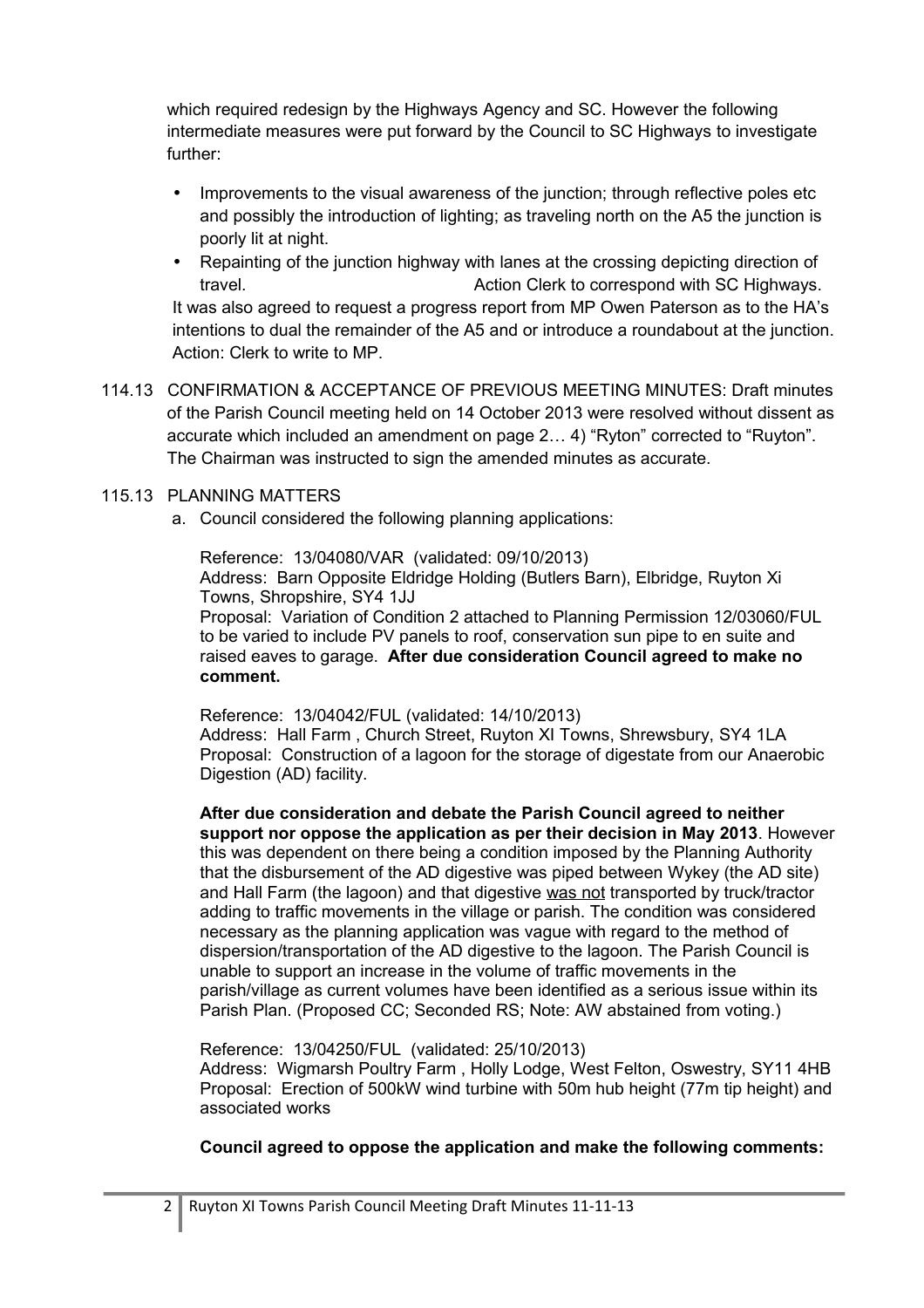which required redesign by the Highways Agency and SC. However the following intermediate measures were put forward by the Council to SC Highways to investigate further:

- Improvements to the visual awareness of the junction; through reflective poles etc and possibly the introduction of lighting; as traveling north on the A5 the junction is poorly lit at night.
- Repainting of the junction highway with lanes at the crossing depicting direction of travel. Action Clerk to correspond with SC Highways.

It was also agreed to request a progress report from MP Owen Paterson as to the HA's intentions to dual the remainder of the A5 and or introduce a roundabout at the junction. Action: Clerk to write to MP.

114.13 CONFIRMATION & ACCEPTANCE OF PREVIOUS MEETING MINUTES: Draft minutes of the Parish Council meeting held on 14 October 2013 were resolved without dissent as accurate which included an amendment on page 2… 4) "Ryton" corrected to "Ruyton". The Chairman was instructed to sign the amended minutes as accurate.

115.13 PLANNING MATTERS

a. Council considered the following planning applications:

Reference: 13/04080/VAR (validated: 09/10/2013)
Address: Barn Opposite Eldridge Holding (Butlers Barn), Elbridge, Ruyton Xi Towns, Shropshire, SY4 1JJ
Proposal: Variation of Condition 2 attached to Planning Permission 12/03060/FUL to be varied to include PV panels to roof, conservation sun pipe to en suite and raised eaves to garage. **After due consideration Council agreed to make no comment.**

Reference: 13/04042/FUL (validated: 14/10/2013)
Address: Hall Farm , Church Street, Ruyton XI Towns, Shrewsbury, SY4 1LA
Proposal: Construction of a lagoon for the storage of digestate from our Anaerobic Digestion (AD) facility.

**After due consideration and debate the Parish Council agreed to neither support nor oppose the application as per their decision in May 2013**. However this was dependent on there being a condition imposed by the Planning Authority that the disbursement of the AD digestive was piped between Wykey (the AD site) and Hall Farm (the lagoon) and that digestive was not transported by truck/tractor adding to traffic movements in the village or parish. The condition was considered necessary as the planning application was vague with regard to the method of dispersion/transportation of the AD digestive to the lagoon. The Parish Council is unable to support an increase in the volume of traffic movements in the parish/village as current volumes have been identified as a serious issue within its Parish Plan. (Proposed CC; Seconded RS; Note: AW abstained from voting.)

Reference: 13/04250/FUL (validated: 25/10/2013)
Address: Wigmarsh Poultry Farm , Holly Lodge, West Felton, Oswestry, SY11 4HB
Proposal: Erection of 500kW wind turbine with 50m hub height (77m tip height) and associated works

**Council agreed to oppose the application and make the following comments:**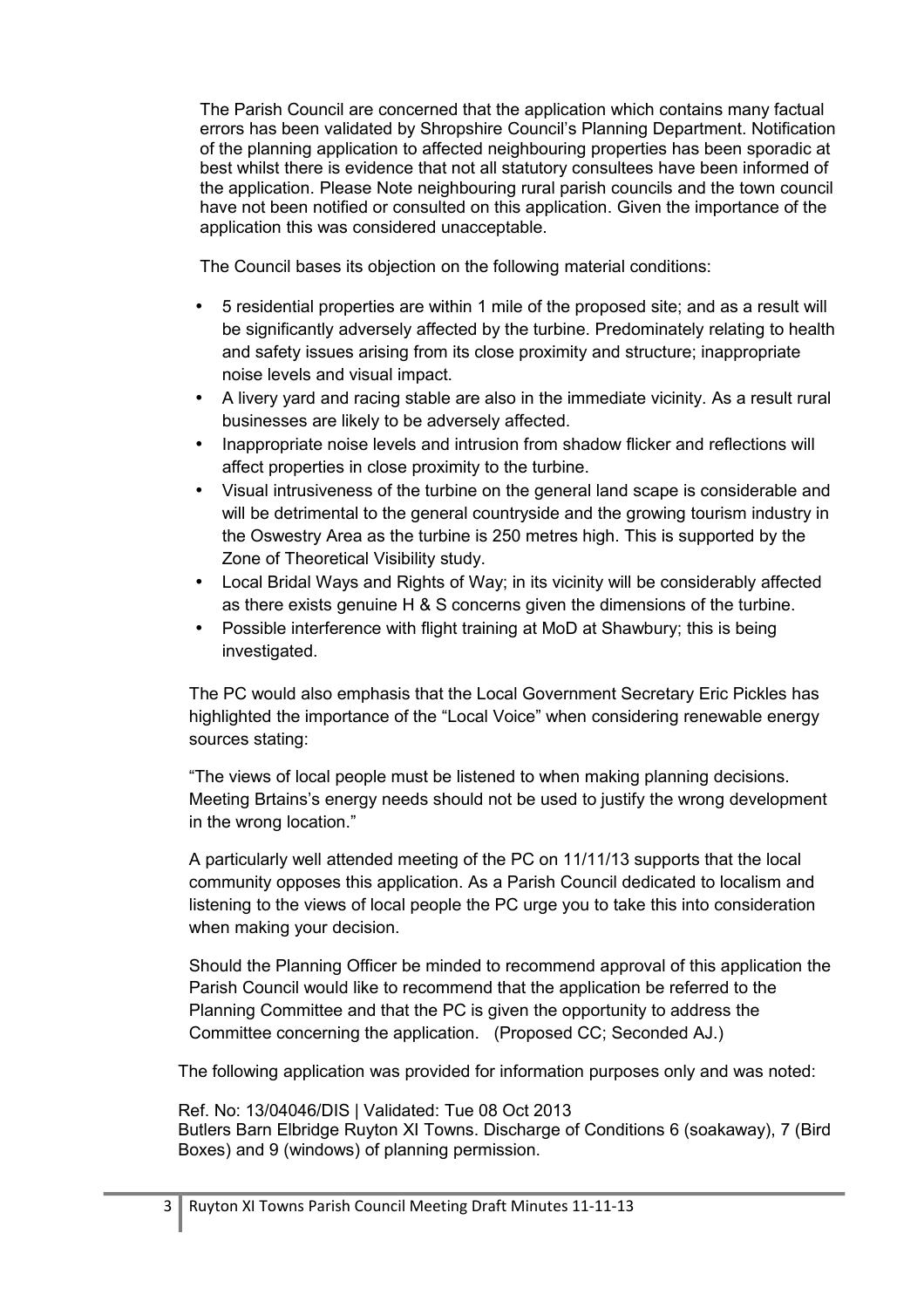The Parish Council are concerned that the application which contains many factual errors has been validated by Shropshire Council's Planning Department. Notification of the planning application to affected neighbouring properties has been sporadic at best whilst there is evidence that not all statutory consultees have been informed of the application. Please Note neighbouring rural parish councils and the town council have not been notified or consulted on this application. Given the importance of the application this was considered unacceptable.

The Council bases its objection on the following material conditions:

- 5 residential properties are within 1 mile of the proposed site; and as a result will be significantly adversely affected by the turbine. Predominately relating to health and safety issues arising from its close proximity and structure; inappropriate noise levels and visual impact.
- A livery yard and racing stable are also in the immediate vicinity. As a result rural businesses are likely to be adversely affected.
- Inappropriate noise levels and intrusion from shadow flicker and reflections will affect properties in close proximity to the turbine.
- Visual intrusiveness of the turbine on the general land scape is considerable and will be detrimental to the general countryside and the growing tourism industry in the Oswestry Area as the turbine is 250 metres high. This is supported by the Zone of Theoretical Visibility study.
- Local Bridal Ways and Rights of Way; in its vicinity will be considerably affected as there exists genuine H & S concerns given the dimensions of the turbine.
- Possible interference with flight training at MoD at Shawbury; this is being investigated.

The PC would also emphasis that the Local Government Secretary Eric Pickles has highlighted the importance of the "Local Voice" when considering renewable energy sources stating:

"The views of local people must be listened to when making planning decisions. Meeting Brtains's energy needs should not be used to justify the wrong development in the wrong location."

A particularly well attended meeting of the PC on 11/11/13 supports that the local community opposes this application. As a Parish Council dedicated to localism and listening to the views of local people the PC urge you to take this into consideration when making your decision.

Should the Planning Officer be minded to recommend approval of this application the Parish Council would like to recommend that the application be referred to the Planning Committee and that the PC is given the opportunity to address the Committee concerning the application. (Proposed CC; Seconded AJ.)

The following application was provided for information purposes only and was noted:

Ref. No: 13/04046/DIS | Validated: Tue 08 Oct 2013
Butlers Barn Elbridge Ruyton XI Towns. Discharge of Conditions 6 (soakaway), 7 (Bird Boxes) and 9 (windows) of planning permission.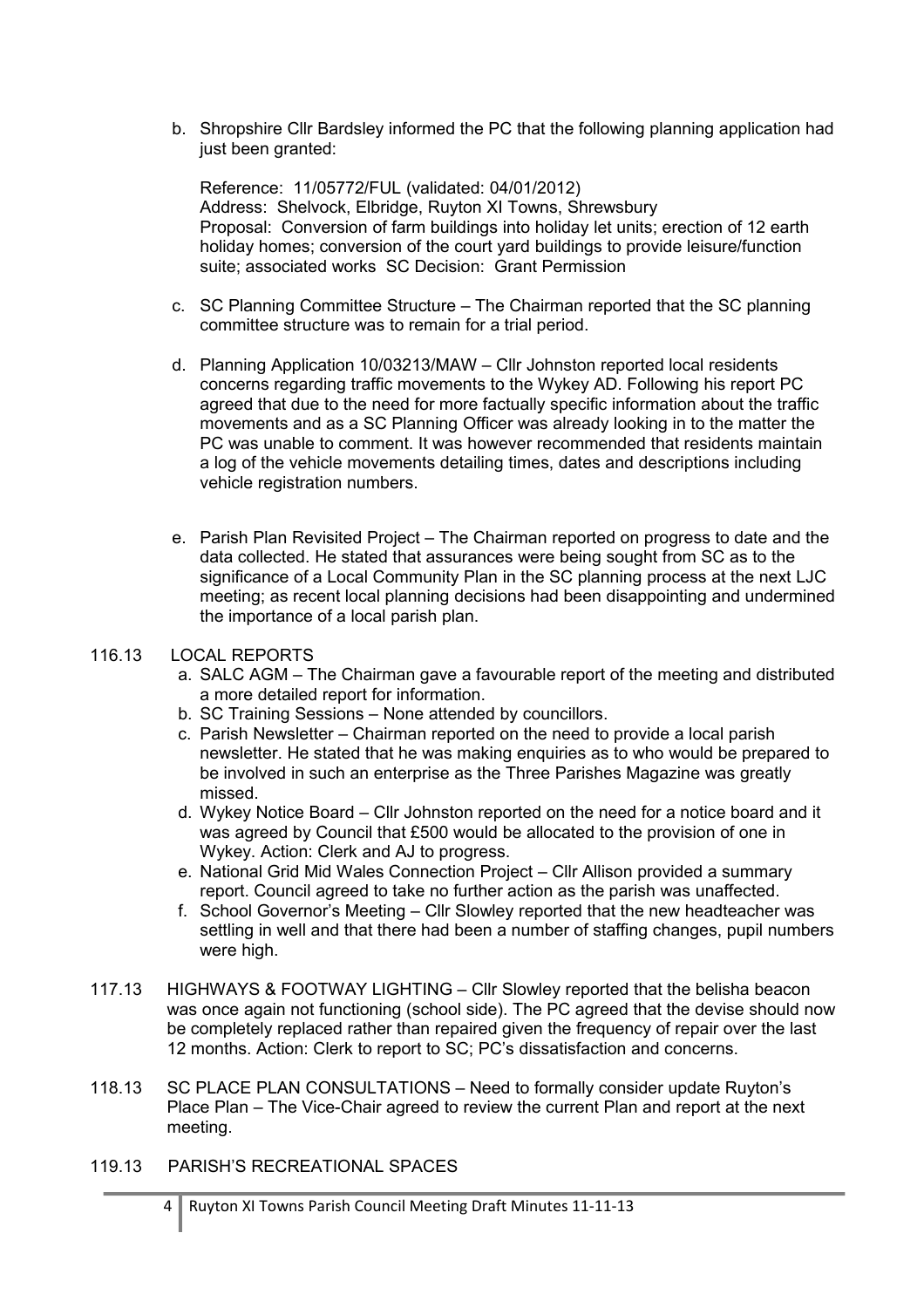b. Shropshire Cllr Bardsley informed the PC that the following planning application had just been granted:

   Reference: 11/05772/FUL (validated: 04/01/2012)
   Address: Shelvock, Elbridge, Ruyton XI Towns, Shrewsbury
   Proposal: Conversion of farm buildings into holiday let units; erection of 12 earth holiday homes; conversion of the court yard buildings to provide leisure/function suite; associated works SC Decision: Grant Permission

c. SC Planning Committee Structure – The Chairman reported that the SC planning committee structure was to remain for a trial period.

d. Planning Application 10/03213/MAW – Cllr Johnston reported local residents concerns regarding traffic movements to the Wykey AD. Following his report PC agreed that due to the need for more factually specific information about the traffic movements and as a SC Planning Officer was already looking in to the matter the PC was unable to comment. It was however recommended that residents maintain a log of the vehicle movements detailing times, dates and descriptions including vehicle registration numbers.

e. Parish Plan Revisited Project – The Chairman reported on progress to date and the data collected. He stated that assurances were being sought from SC as to the significance of a Local Community Plan in the SC planning process at the next LJC meeting; as recent local planning decisions had been disappointing and undermined the importance of a local parish plan.

116.13 LOCAL REPORTS

a. SALC AGM – The Chairman gave a favourable report of the meeting and distributed a more detailed report for information.
b. SC Training Sessions – None attended by councillors.
c. Parish Newsletter – Chairman reported on the need to provide a local parish newsletter. He stated that he was making enquiries as to who would be prepared to be involved in such an enterprise as the Three Parishes Magazine was greatly missed.
d. Wykey Notice Board – Cllr Johnston reported on the need for a notice board and it was agreed by Council that £500 would be allocated to the provision of one in Wykey. Action: Clerk and AJ to progress.
e. National Grid Mid Wales Connection Project – Cllr Allison provided a summary report. Council agreed to take no further action as the parish was unaffected.
f. School Governor's Meeting – Cllr Slowley reported that the new headteacher was settling in well and that there had been a number of staffing changes, pupil numbers were high.

117.13 HIGHWAYS & FOOTWAY LIGHTING – Cllr Slowley reported that the belisha beacon was once again not functioning (school side). The PC agreed that the devise should now be completely replaced rather than repaired given the frequency of repair over the last 12 months. Action: Clerk to report to SC; PC's dissatisfaction and concerns.

118.13 SC PLACE PLAN CONSULTATIONS – Need to formally consider update Ruyton's Place Plan – The Vice-Chair agreed to review the current Plan and report at the next meeting.

119.13 PARISH'S RECREATIONAL SPACES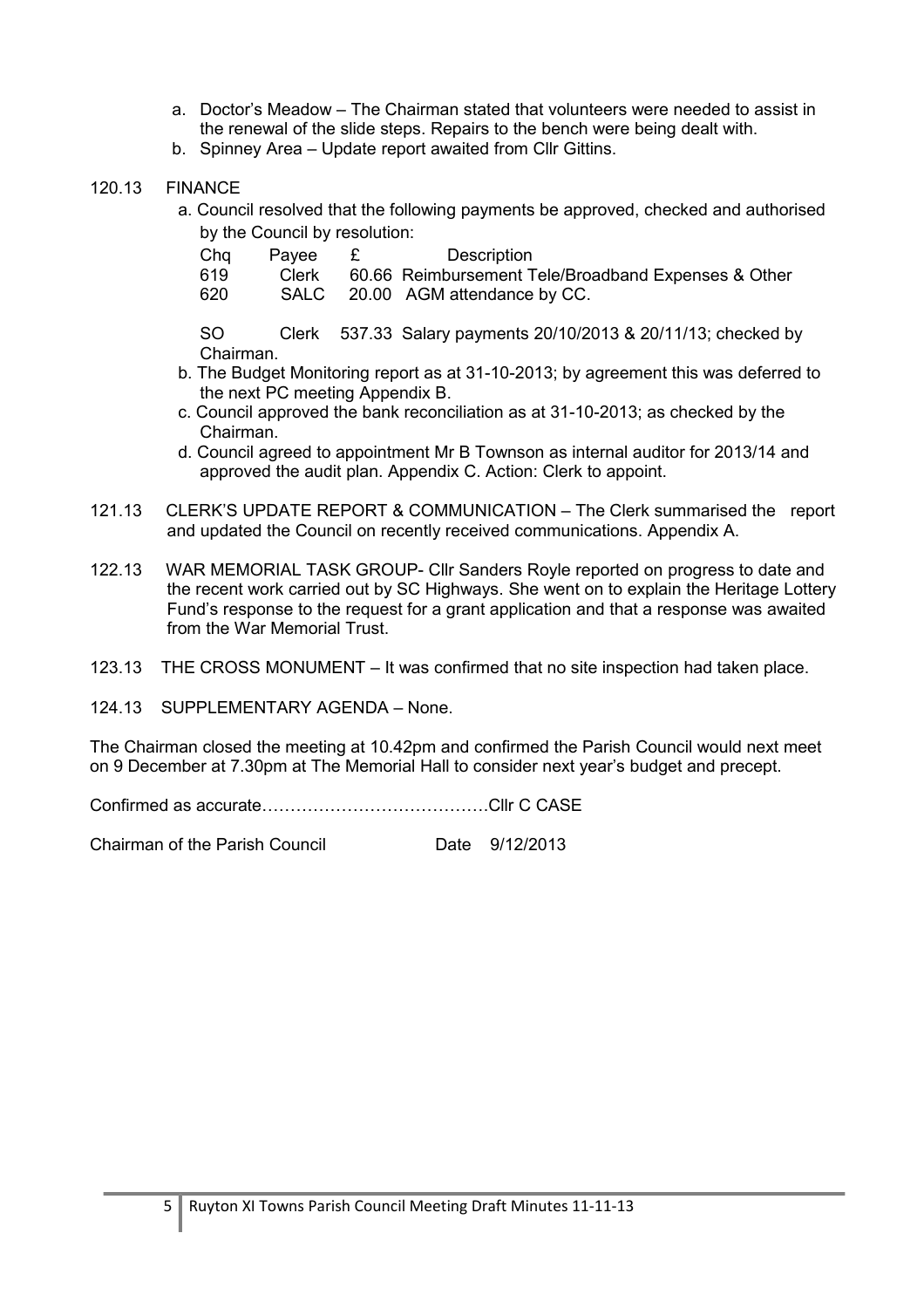a. Doctor's Meadow – The Chairman stated that volunteers were needed to assist in the renewal of the slide steps. Repairs to the bench were being dealt with.
b. Spinney Area – Update report awaited from Cllr Gittins.

120.13 FINANCE

a. Council resolved that the following payments be approved, checked and authorised by the Council by resolution:

| Chq | Payee | £ | Description |
|---|---|---|---|
| 619 | Clerk | 60.66 | Reimbursement Tele/Broadband Expenses & Other |
| 620 | SALC | 20.00 | AGM attendance by CC. |
| SO | Clerk | 537.33 | Salary payments 20/10/2013 & 20/11/13; checked by Chairman. |

b. The Budget Monitoring report as at 31-10-2013; by agreement this was deferred to the next PC meeting Appendix B.
c. Council approved the bank reconciliation as at 31-10-2013; as checked by the Chairman.
d. Council agreed to appointment Mr B Townson as internal auditor for 2013/14 and approved the audit plan. Appendix C. Action: Clerk to appoint.

121.13 CLERK'S UPDATE REPORT & COMMUNICATION – The Clerk summarised the report and updated the Council on recently received communications. Appendix A.

122.13 WAR MEMORIAL TASK GROUP- Cllr Sanders Royle reported on progress to date and the recent work carried out by SC Highways. She went on to explain the Heritage Lottery Fund's response to the request for a grant application and that a response was awaited from the War Memorial Trust.

123.13 THE CROSS MONUMENT – It was confirmed that no site inspection had taken place.

124.13 SUPPLEMENTARY AGENDA – None.

The Chairman closed the meeting at 10.42pm and confirmed the Parish Council would next meet on 9 December at 7.30pm at The Memorial Hall to consider next year's budget and precept.

Confirmed as accurate…………………………………Cllr C CASE

Chairman of the Parish Council Date 9/12/2013